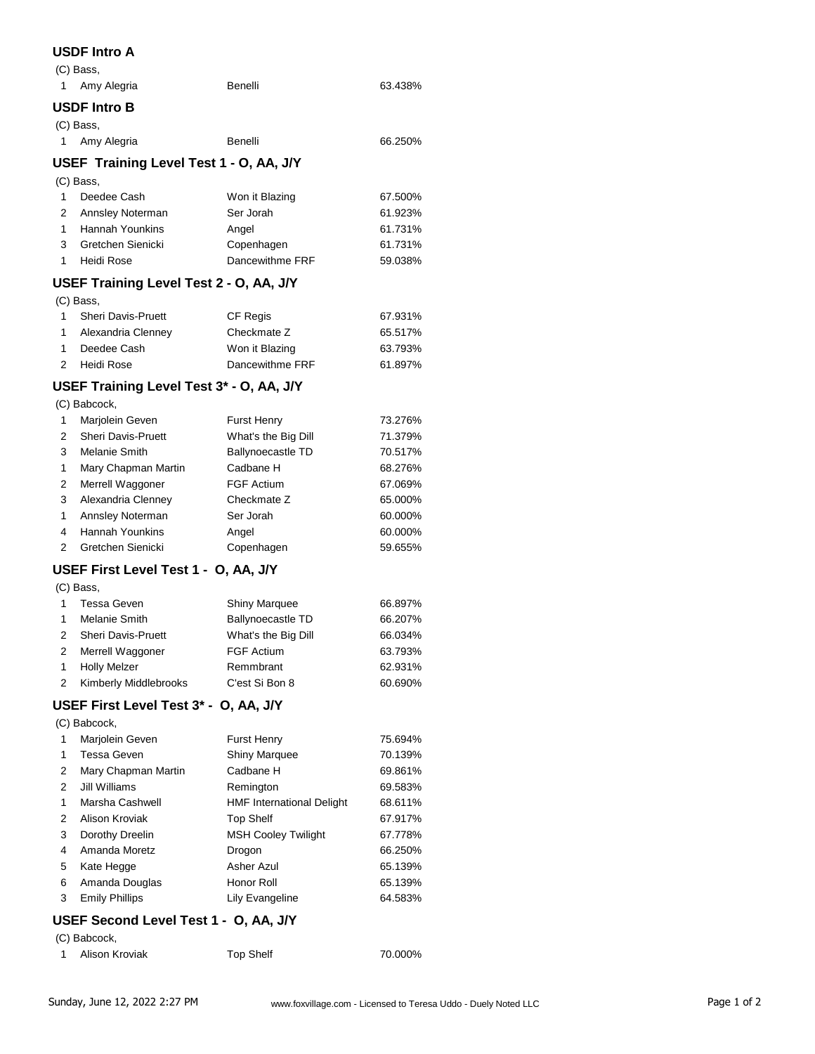## USDF Intro A

(C) Bass,

| Place | Rider | Horse | Score |
|---|---|---|---|
| 1 | Amy Alegria | Benelli | 63.438% |

## USDF Intro B

(C) Bass,

| Place | Rider | Horse | Score |
|---|---|---|---|
| 1 | Amy Alegria | Benelli | 66.250% |

## USEF Training Level Test 1 - O, AA, J/Y

(C) Bass,

| Place | Rider | Horse | Score |
|---|---|---|---|
| 1 | Deedee Cash | Won it Blazing | 67.500% |
| 2 | Annsley Noterman | Ser Jorah | 61.923% |
| 1 | Hannah Younkins | Angel | 61.731% |
| 3 | Gretchen Sienicki | Copenhagen | 61.731% |
| 1 | Heidi Rose | Dancewithme FRF | 59.038% |

## USEF Training Level Test 2 - O, AA, J/Y

(C) Bass,

| Place | Rider | Horse | Score |
|---|---|---|---|
| 1 | Sheri Davis-Pruett | CF Regis | 67.931% |
| 1 | Alexandria Clenney | Checkmate Z | 65.517% |
| 1 | Deedee Cash | Won it Blazing | 63.793% |
| 2 | Heidi Rose | Dancewithme FRF | 61.897% |

## USEF Training Level Test 3* - O, AA, J/Y

(C) Babcock,

| Place | Rider | Horse | Score |
|---|---|---|---|
| 1 | Marjolein Geven | Furst Henry | 73.276% |
| 2 | Sheri Davis-Pruett | What's the Big Dill | 71.379% |
| 3 | Melanie Smith | Ballynoecastle TD | 70.517% |
| 1 | Mary Chapman Martin | Cadbane H | 68.276% |
| 2 | Merrell Waggoner | FGF Actium | 67.069% |
| 3 | Alexandria Clenney | Checkmate Z | 65.000% |
| 1 | Annsley Noterman | Ser Jorah | 60.000% |
| 4 | Hannah Younkins | Angel | 60.000% |
| 2 | Gretchen Sienicki | Copenhagen | 59.655% |

## USEF First Level Test 1 - O, AA, J/Y

(C) Bass,

| Place | Rider | Horse | Score |
|---|---|---|---|
| 1 | Tessa Geven | Shiny Marquee | 66.897% |
| 1 | Melanie Smith | Ballynoecastle TD | 66.207% |
| 2 | Sheri Davis-Pruett | What's the Big Dill | 66.034% |
| 2 | Merrell Waggoner | FGF Actium | 63.793% |
| 1 | Holly Melzer | Remmbrant | 62.931% |
| 2 | Kimberly Middlebrooks | C'est Si Bon 8 | 60.690% |

## USEF First Level Test 3* - O, AA, J/Y

(C) Babcock,

| Place | Rider | Horse | Score |
|---|---|---|---|
| 1 | Marjolein Geven | Furst Henry | 75.694% |
| 1 | Tessa Geven | Shiny Marquee | 70.139% |
| 2 | Mary Chapman Martin | Cadbane H | 69.861% |
| 2 | Jill Williams | Remington | 69.583% |
| 1 | Marsha Cashwell | HMF International Delight | 68.611% |
| 2 | Alison Kroviak | Top Shelf | 67.917% |
| 3 | Dorothy Dreelin | MSH Cooley Twilight | 67.778% |
| 4 | Amanda Moretz | Drogon | 66.250% |
| 5 | Kate Hegge | Asher Azul | 65.139% |
| 6 | Amanda Douglas | Honor Roll | 65.139% |
| 3 | Emily Phillips | Lily Evangeline | 64.583% |

## USEF Second Level Test 1 - O, AA, J/Y

(C) Babcock,

| Place | Rider | Horse | Score |
|---|---|---|---|
| 1 | Alison Kroviak | Top Shelf | 70.000% |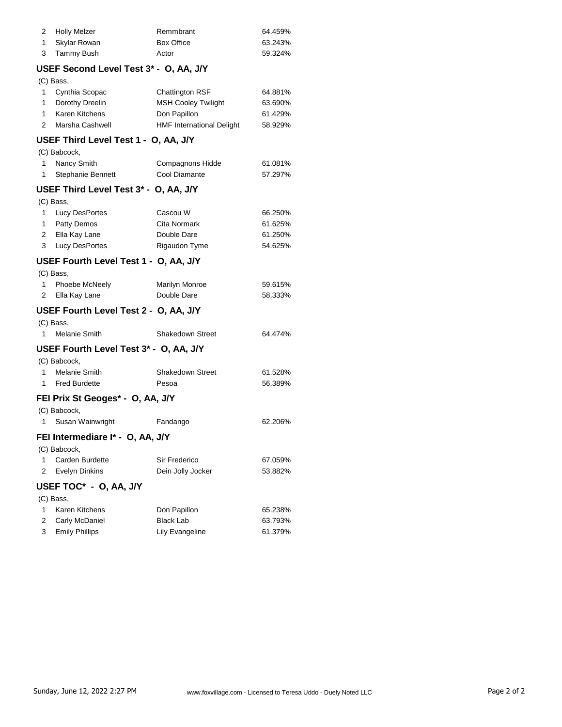| | | | |
|---|---|---|---|
| 2 | Holly Melzer | Remmbrant | 64.459% |
| 1 | Skylar Rowan | Box Office | 63.243% |
| 3 | Tammy Bush | Actor | 59.324% |

### USEF Second Level Test 3* - O, AA, J/Y

(C) Bass,

| | | | |
|---|---|---|---|
| 1 | Cynthia Scopac | Chattington RSF | 64.881% |
| 1 | Dorothy Dreelin | MSH Cooley Twilight | 63.690% |
| 1 | Karen Kitchens | Don Papillon | 61.429% |
| 2 | Marsha Cashwell | HMF International Delight | 58.929% |

### USEF Third Level Test 1 - O, AA, J/Y

(C) Babcock,

| | | | |
|---|---|---|---|
| 1 | Nancy Smith | Compagnons Hidde | 61.081% |
| 1 | Stephanie Bennett | Cool Diamante | 57.297% |

### USEF Third Level Test 3* - O, AA, J/Y

(C) Bass,

| | | | |
|---|---|---|---|
| 1 | Lucy DesPortes | Cascou W | 66.250% |
| 1 | Patty Demos | Cita Normark | 61.625% |
| 2 | Ella Kay Lane | Double Dare | 61.250% |
| 3 | Lucy DesPortes | Rigaudon Tyme | 54.625% |

### USEF Fourth Level Test 1 - O, AA, J/Y

(C) Bass,

| | | | |
|---|---|---|---|
| 1 | Phoebe McNeely | Marilyn Monroe | 59.615% |
| 2 | Ella Kay Lane | Double Dare | 58.333% |

### USEF Fourth Level Test 2 - O, AA, J/Y

(C) Bass,

| | | | |
|---|---|---|---|
| 1 | Melanie Smith | Shakedown Street | 64.474% |

### USEF Fourth Level Test 3* - O, AA, J/Y

(C) Babcock,

| | | | |
|---|---|---|---|
| 1 | Melanie Smith | Shakedown Street | 61.528% |
| 1 | Fred Burdette | Pesoa | 56.389% |

### FEI Prix St Geoges* - O, AA, J/Y

(C) Babcock,

| | | | |
|---|---|---|---|
| 1 | Susan Wainwright | Fandango | 62.206% |

### FEI Intermediare I* - O, AA, J/Y

(C) Babcock,

| | | | |
|---|---|---|---|
| 1 | Carden Burdette | Sir Frederico | 67.059% |
| 2 | Evelyn Dinkins | Dein Jolly Jocker | 53.882% |

### USEF TOC* - O, AA, J/Y

(C) Bass,

| | | | |
|---|---|---|---|
| 1 | Karen Kitchens | Don Papillon | 65.238% |
| 2 | Carly McDaniel | Black Lab | 63.793% |
| 3 | Emily Phillips | Lily Evangeline | 61.379% |

Sunday, June 12, 2022 2:27 PM www.foxvillage.com - Licensed to Teresa Uddo - Duely Noted LLC